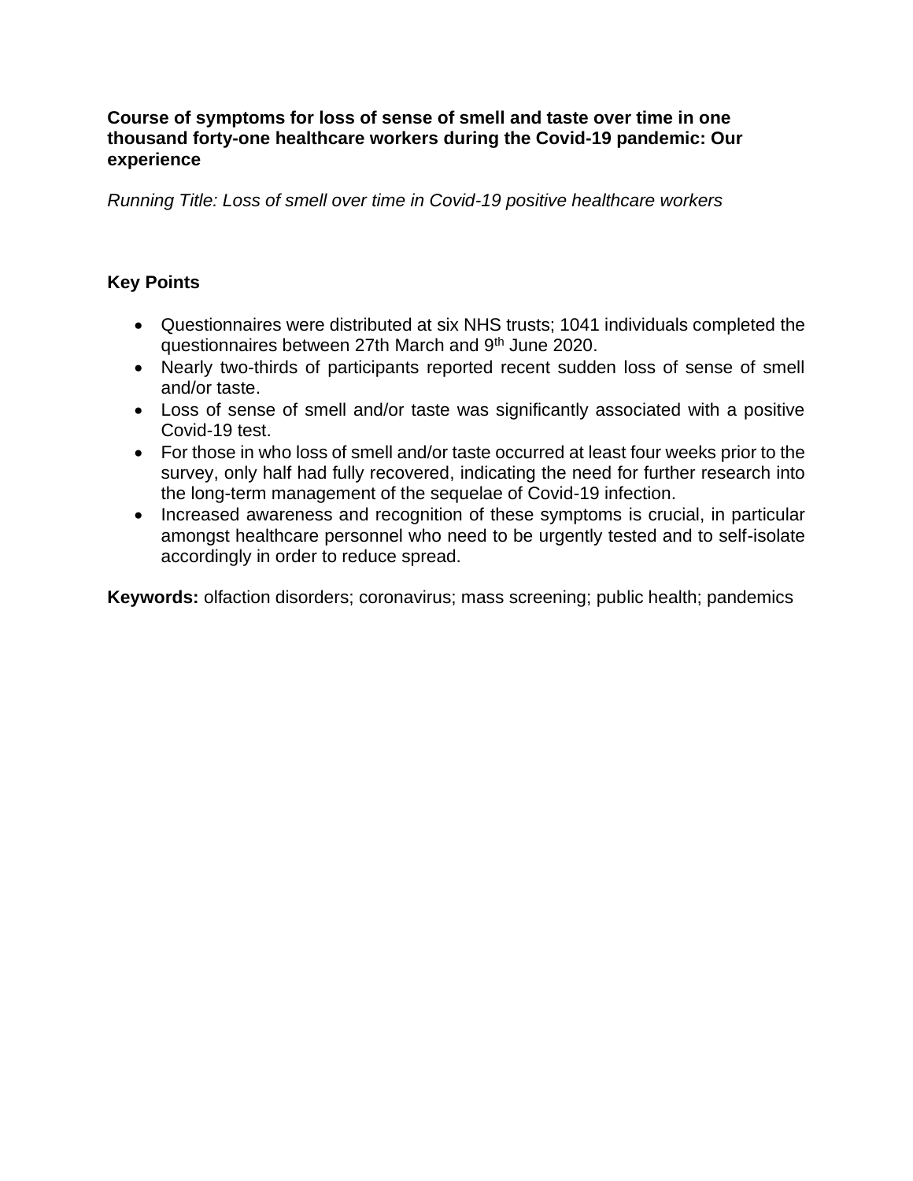# Course of symptoms for loss of sense of smell and taste over time in one thousand forty-one healthcare workers during the Covid-19 pandemic: Our experience

*Running Title: Loss of smell over time in Covid-19 positive healthcare workers*

## Key Points

- Questionnaires were distributed at six NHS trusts; 1041 individuals completed the questionnaires between 27th March and 9th June 2020.
- Nearly two-thirds of participants reported recent sudden loss of sense of smell and/or taste.
- Loss of sense of smell and/or taste was significantly associated with a positive Covid-19 test.
- For those in who loss of smell and/or taste occurred at least four weeks prior to the survey, only half had fully recovered, indicating the need for further research into the long-term management of the sequelae of Covid-19 infection.
- Increased awareness and recognition of these symptoms is crucial, in particular amongst healthcare personnel who need to be urgently tested and to self-isolate accordingly in order to reduce spread.

**Keywords:** olfaction disorders; coronavirus; mass screening; public health; pandemics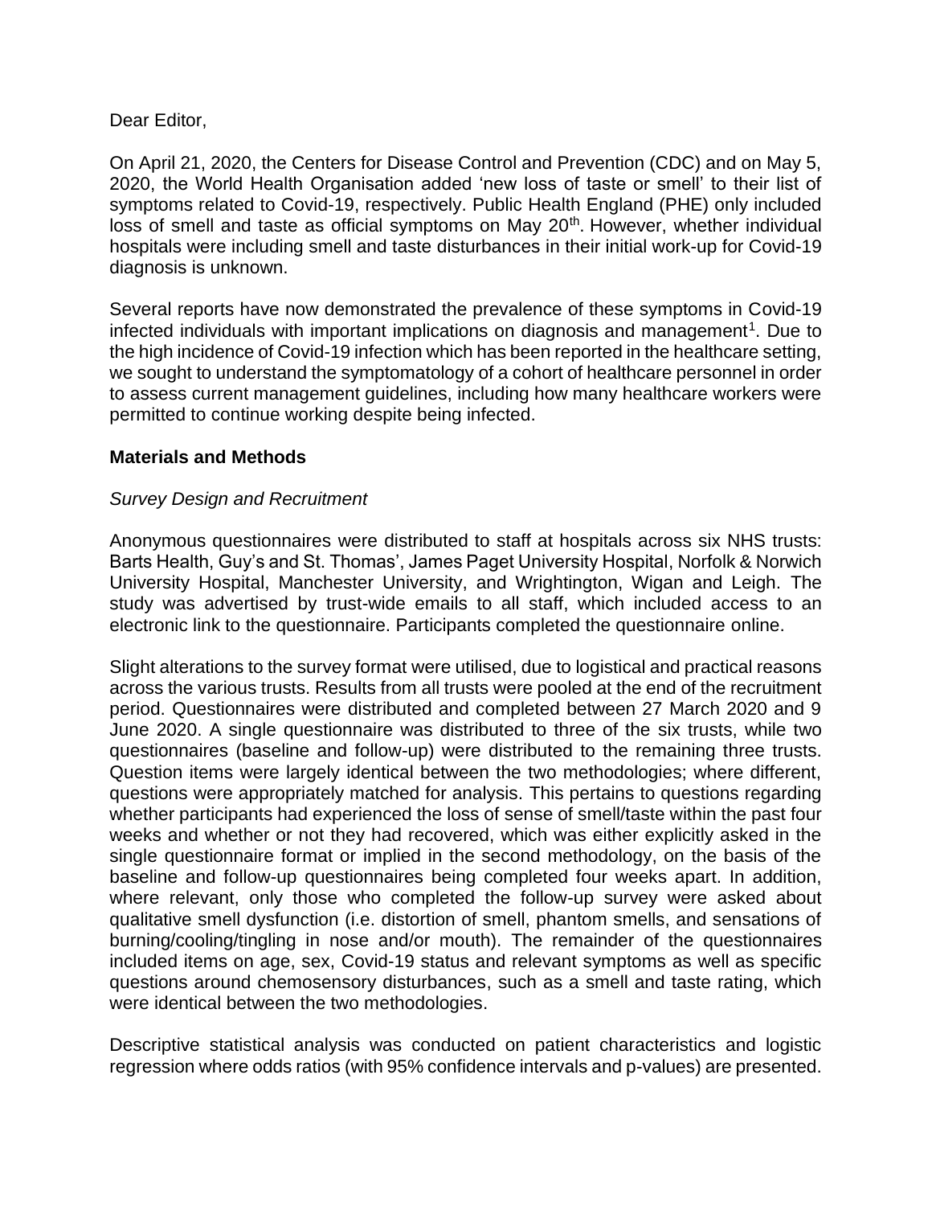Dear Editor,

On April 21, 2020, the Centers for Disease Control and Prevention (CDC) and on May 5, 2020, the World Health Organisation added 'new loss of taste or smell' to their list of symptoms related to Covid-19, respectively. Public Health England (PHE) only included loss of smell and taste as official symptoms on May 20th. However, whether individual hospitals were including smell and taste disturbances in their initial work-up for Covid-19 diagnosis is unknown.

Several reports have now demonstrated the prevalence of these symptoms in Covid-19 infected individuals with important implications on diagnosis and management[1]. Due to the high incidence of Covid-19 infection which has been reported in the healthcare setting, we sought to understand the symptomatology of a cohort of healthcare personnel in order to assess current management guidelines, including how many healthcare workers were permitted to continue working despite being infected.

## Materials and Methods

### *Survey Design and Recruitment*

Anonymous questionnaires were distributed to staff at hospitals across six NHS trusts: Barts Health, Guy's and St. Thomas', James Paget University Hospital, Norfolk & Norwich University Hospital, Manchester University, and Wrightington, Wigan and Leigh. The study was advertised by trust-wide emails to all staff, which included access to an electronic link to the questionnaire. Participants completed the questionnaire online.

Slight alterations to the survey format were utilised, due to logistical and practical reasons across the various trusts. Results from all trusts were pooled at the end of the recruitment period. Questionnaires were distributed and completed between 27 March 2020 and 9 June 2020. A single questionnaire was distributed to three of the six trusts, while two questionnaires (baseline and follow-up) were distributed to the remaining three trusts. Question items were largely identical between the two methodologies; where different, questions were appropriately matched for analysis. This pertains to questions regarding whether participants had experienced the loss of sense of smell/taste within the past four weeks and whether or not they had recovered, which was either explicitly asked in the single questionnaire format or implied in the second methodology, on the basis of the baseline and follow-up questionnaires being completed four weeks apart. In addition, where relevant, only those who completed the follow-up survey were asked about qualitative smell dysfunction (i.e. distortion of smell, phantom smells, and sensations of burning/cooling/tingling in nose and/or mouth). The remainder of the questionnaires included items on age, sex, Covid-19 status and relevant symptoms as well as specific questions around chemosensory disturbances, such as a smell and taste rating, which were identical between the two methodologies.

Descriptive statistical analysis was conducted on patient characteristics and logistic regression where odds ratios (with 95% confidence intervals and p-values) are presented.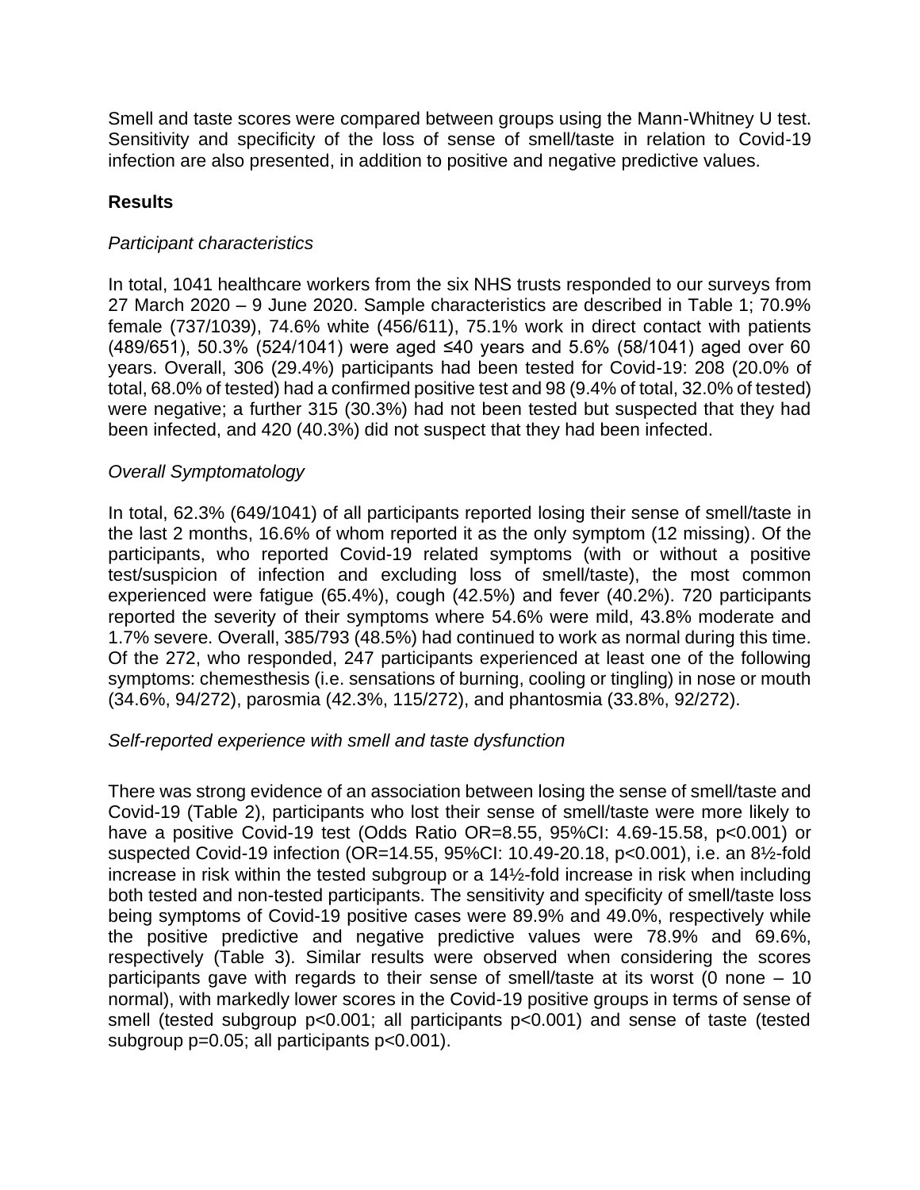Smell and taste scores were compared between groups using the Mann-Whitney U test. Sensitivity and specificity of the loss of sense of smell/taste in relation to Covid-19 infection are also presented, in addition to positive and negative predictive values.

## Results

*Participant characteristics*

In total, 1041 healthcare workers from the six NHS trusts responded to our surveys from 27 March 2020 – 9 June 2020. Sample characteristics are described in Table 1; 70.9% female (737/1039), 74.6% white (456/611), 75.1% work in direct contact with patients (489/651), 50.3% (524/1041) were aged ≤40 years and 5.6% (58/1041) aged over 60 years. Overall, 306 (29.4%) participants had been tested for Covid-19: 208 (20.0% of total, 68.0% of tested) had a confirmed positive test and 98 (9.4% of total, 32.0% of tested) were negative; a further 315 (30.3%) had not been tested but suspected that they had been infected, and 420 (40.3%) did not suspect that they had been infected.

*Overall Symptomatology*

In total, 62.3% (649/1041) of all participants reported losing their sense of smell/taste in the last 2 months, 16.6% of whom reported it as the only symptom (12 missing). Of the participants, who reported Covid-19 related symptoms (with or without a positive test/suspicion of infection and excluding loss of smell/taste), the most common experienced were fatigue (65.4%), cough (42.5%) and fever (40.2%). 720 participants reported the severity of their symptoms where 54.6% were mild, 43.8% moderate and 1.7% severe. Overall, 385/793 (48.5%) had continued to work as normal during this time. Of the 272, who responded, 247 participants experienced at least one of the following symptoms: chemesthesis (i.e. sensations of burning, cooling or tingling) in nose or mouth (34.6%, 94/272), parosmia (42.3%, 115/272), and phantosmia (33.8%, 92/272).

*Self-reported experience with smell and taste dysfunction*

There was strong evidence of an association between losing the sense of smell/taste and Covid-19 (Table 2), participants who lost their sense of smell/taste were more likely to have a positive Covid-19 test (Odds Ratio OR=8.55, 95%CI: 4.69-15.58, $p<0.001$) or suspected Covid-19 infection (OR=14.55, 95%CI: 10.49-20.18, $p<0.001$), i.e. an 8½-fold increase in risk within the tested subgroup or a 14½-fold increase in risk when including both tested and non-tested participants. The sensitivity and specificity of smell/taste loss being symptoms of Covid-19 positive cases were 89.9% and 49.0%, respectively while the positive predictive and negative predictive values were 78.9% and 69.6%, respectively (Table 3). Similar results were observed when considering the scores participants gave with regards to their sense of smell/taste at its worst (0 none – 10 normal), with markedly lower scores in the Covid-19 positive groups in terms of sense of smell (tested subgroup $p<0.001$; all participants $p<0.001$) and sense of taste (tested subgroup $p=0.05$; all participants $p<0.001$).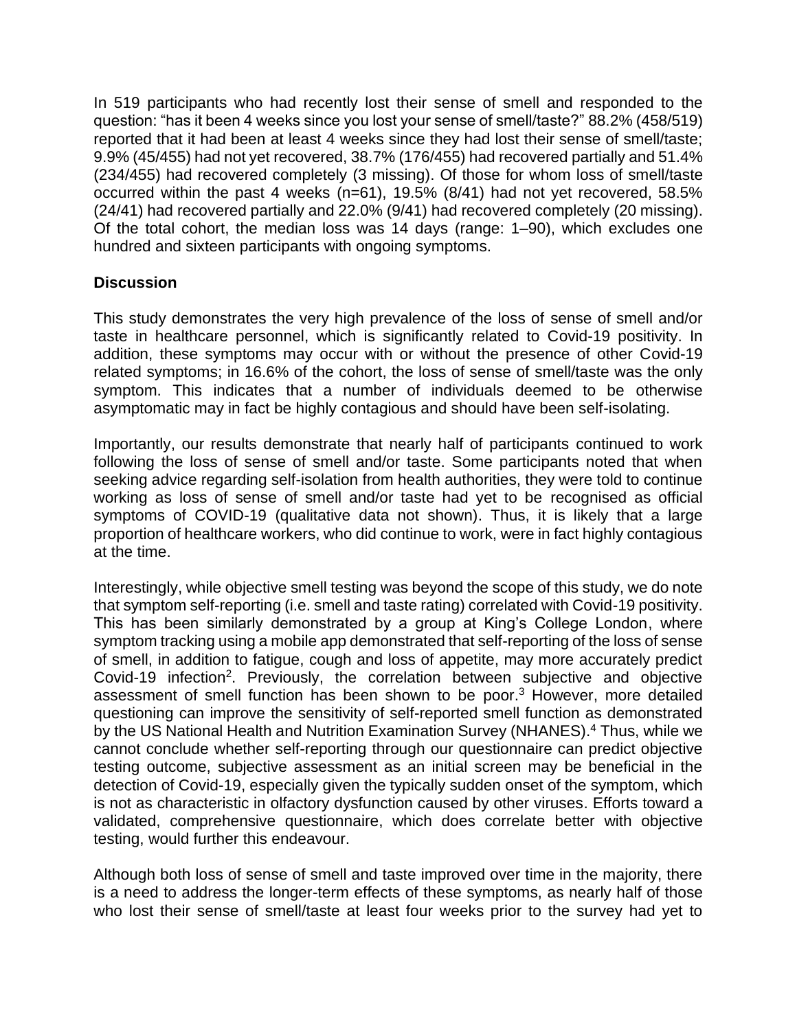In 519 participants who had recently lost their sense of smell and responded to the question: "has it been 4 weeks since you lost your sense of smell/taste?" 88.2% (458/519) reported that it had been at least 4 weeks since they had lost their sense of smell/taste; 9.9% (45/455) had not yet recovered, 38.7% (176/455) had recovered partially and 51.4% (234/455) had recovered completely (3 missing). Of those for whom loss of smell/taste occurred within the past 4 weeks (n=61), 19.5% (8/41) had not yet recovered, 58.5% (24/41) had recovered partially and 22.0% (9/41) had recovered completely (20 missing). Of the total cohort, the median loss was 14 days (range: 1–90), which excludes one hundred and sixteen participants with ongoing symptoms.

## Discussion

This study demonstrates the very high prevalence of the loss of sense of smell and/or taste in healthcare personnel, which is significantly related to Covid-19 positivity. In addition, these symptoms may occur with or without the presence of other Covid-19 related symptoms; in 16.6% of the cohort, the loss of sense of smell/taste was the only symptom. This indicates that a number of individuals deemed to be otherwise asymptomatic may in fact be highly contagious and should have been self-isolating.

Importantly, our results demonstrate that nearly half of participants continued to work following the loss of sense of smell and/or taste. Some participants noted that when seeking advice regarding self-isolation from health authorities, they were told to continue working as loss of sense of smell and/or taste had yet to be recognised as official symptoms of COVID-19 (qualitative data not shown). Thus, it is likely that a large proportion of healthcare workers, who did continue to work, were in fact highly contagious at the time.

Interestingly, while objective smell testing was beyond the scope of this study, we do note that symptom self-reporting (i.e. smell and taste rating) correlated with Covid-19 positivity. This has been similarly demonstrated by a group at King's College London, where symptom tracking using a mobile app demonstrated that self-reporting of the loss of sense of smell, in addition to fatigue, cough and loss of appetite, may more accurately predict Covid-19 infection[2]. Previously, the correlation between subjective and objective assessment of smell function has been shown to be poor.[3] However, more detailed questioning can improve the sensitivity of self-reported smell function as demonstrated by the US National Health and Nutrition Examination Survey (NHANES).[4] Thus, while we cannot conclude whether self-reporting through our questionnaire can predict objective testing outcome, subjective assessment as an initial screen may be beneficial in the detection of Covid-19, especially given the typically sudden onset of the symptom, which is not as characteristic in olfactory dysfunction caused by other viruses. Efforts toward a validated, comprehensive questionnaire, which does correlate better with objective testing, would further this endeavour.

Although both loss of sense of smell and taste improved over time in the majority, there is a need to address the longer-term effects of these symptoms, as nearly half of those who lost their sense of smell/taste at least four weeks prior to the survey had yet to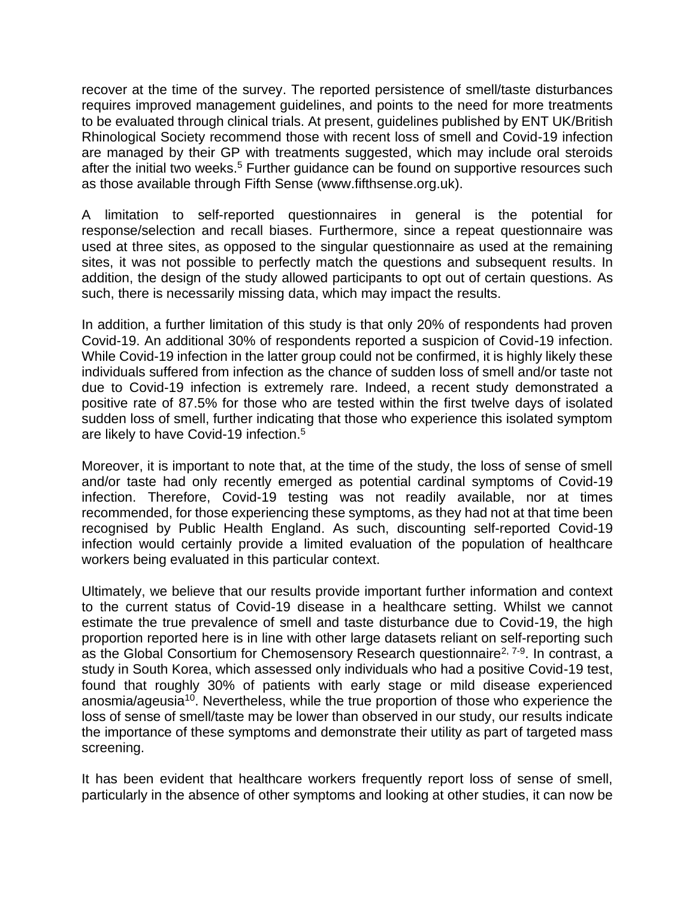recover at the time of the survey. The reported persistence of smell/taste disturbances requires improved management guidelines, and points to the need for more treatments to be evaluated through clinical trials. At present, guidelines published by ENT UK/British Rhinological Society recommend those with recent loss of smell and Covid-19 infection are managed by their GP with treatments suggested, which may include oral steroids after the initial two weeks.[5] Further guidance can be found on supportive resources such as those available through Fifth Sense (www.fifthsense.org.uk).

A limitation to self-reported questionnaires in general is the potential for response/selection and recall biases. Furthermore, since a repeat questionnaire was used at three sites, as opposed to the singular questionnaire as used at the remaining sites, it was not possible to perfectly match the questions and subsequent results. In addition, the design of the study allowed participants to opt out of certain questions. As such, there is necessarily missing data, which may impact the results.

In addition, a further limitation of this study is that only 20% of respondents had proven Covid-19. An additional 30% of respondents reported a suspicion of Covid-19 infection. While Covid-19 infection in the latter group could not be confirmed, it is highly likely these individuals suffered from infection as the chance of sudden loss of smell and/or taste not due to Covid-19 infection is extremely rare. Indeed, a recent study demonstrated a positive rate of 87.5% for those who are tested within the first twelve days of isolated sudden loss of smell, further indicating that those who experience this isolated symptom are likely to have Covid-19 infection.[5]

Moreover, it is important to note that, at the time of the study, the loss of sense of smell and/or taste had only recently emerged as potential cardinal symptoms of Covid-19 infection. Therefore, Covid-19 testing was not readily available, nor at times recommended, for those experiencing these symptoms, as they had not at that time been recognised by Public Health England. As such, discounting self-reported Covid-19 infection would certainly provide a limited evaluation of the population of healthcare workers being evaluated in this particular context.

Ultimately, we believe that our results provide important further information and context to the current status of Covid-19 disease in a healthcare setting. Whilst we cannot estimate the true prevalence of smell and taste disturbance due to Covid-19, the high proportion reported here is in line with other large datasets reliant on self-reporting such as the Global Consortium for Chemosensory Research questionnaire[2, 7-9]. In contrast, a study in South Korea, which assessed only individuals who had a positive Covid-19 test, found that roughly 30% of patients with early stage or mild disease experienced anosmia/ageusia[10]. Nevertheless, while the true proportion of those who experience the loss of sense of smell/taste may be lower than observed in our study, our results indicate the importance of these symptoms and demonstrate their utility as part of targeted mass screening.

It has been evident that healthcare workers frequently report loss of sense of smell, particularly in the absence of other symptoms and looking at other studies, it can now be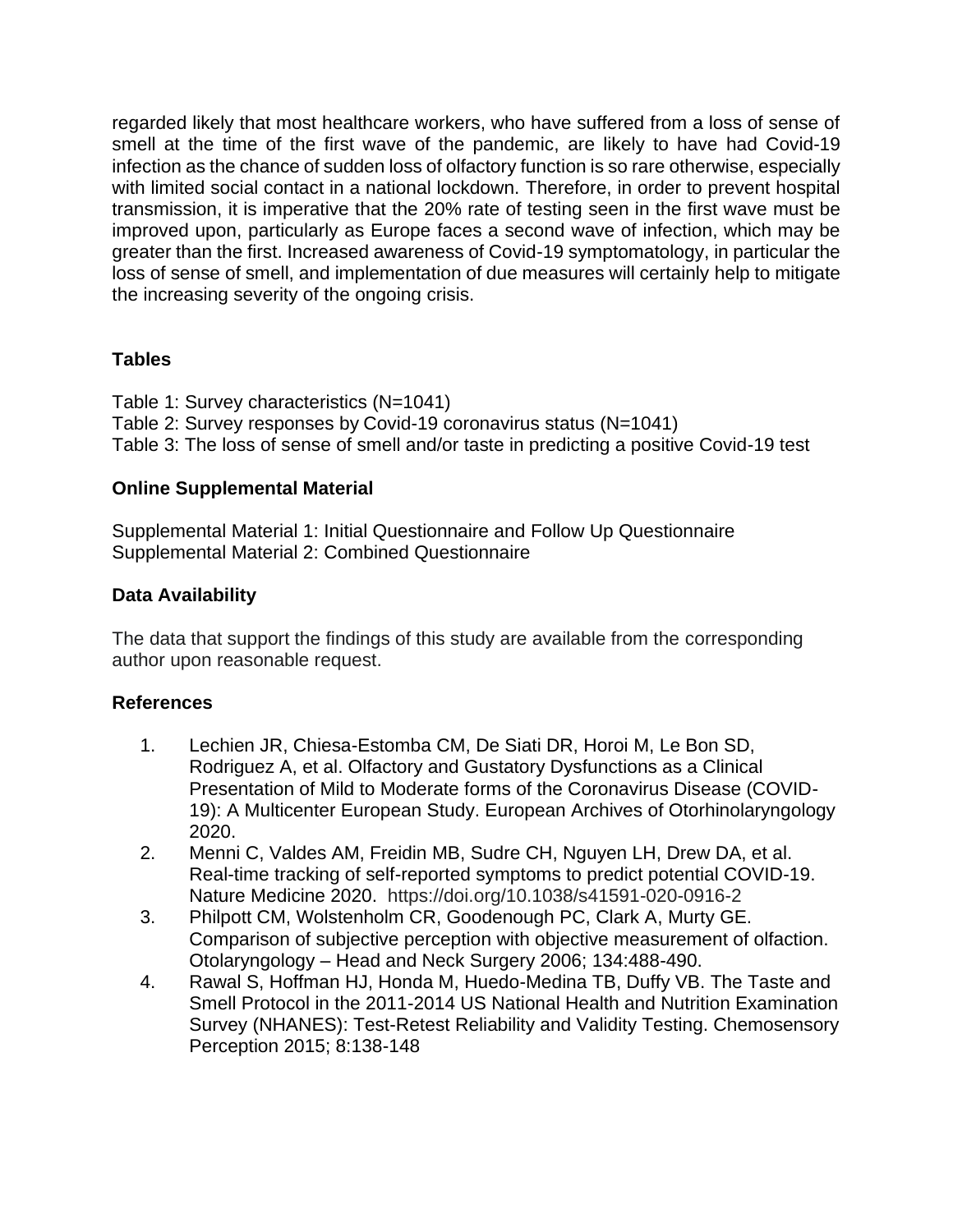regarded likely that most healthcare workers, who have suffered from a loss of sense of smell at the time of the first wave of the pandemic, are likely to have had Covid-19 infection as the chance of sudden loss of olfactory function is so rare otherwise, especially with limited social contact in a national lockdown. Therefore, in order to prevent hospital transmission, it is imperative that the 20% rate of testing seen in the first wave must be improved upon, particularly as Europe faces a second wave of infection, which may be greater than the first. Increased awareness of Covid-19 symptomatology, in particular the loss of sense of smell, and implementation of due measures will certainly help to mitigate the increasing severity of the ongoing crisis.

## Tables

Table 1: Survey characteristics (N=1041)
Table 2: Survey responses by Covid-19 coronavirus status (N=1041)
Table 3: The loss of sense of smell and/or taste in predicting a positive Covid-19 test

## Online Supplemental Material

Supplemental Material 1: Initial Questionnaire and Follow Up Questionnaire
Supplemental Material 2: Combined Questionnaire

## Data Availability

The data that support the findings of this study are available from the corresponding author upon reasonable request.

## References

1. Lechien JR, Chiesa-Estomba CM, De Siati DR, Horoi M, Le Bon SD, Rodriguez A, et al. Olfactory and Gustatory Dysfunctions as a Clinical Presentation of Mild to Moderate forms of the Coronavirus Disease (COVID-19): A Multicenter European Study. European Archives of Otorhinolaryngology 2020.
2. Menni C, Valdes AM, Freidin MB, Sudre CH, Nguyen LH, Drew DA, et al. Real-time tracking of self-reported symptoms to predict potential COVID-19. Nature Medicine 2020. https://doi.org/10.1038/s41591-020-0916-2
3. Philpott CM, Wolstenholm CR, Goodenough PC, Clark A, Murty GE. Comparison of subjective perception with objective measurement of olfaction. Otolaryngology – Head and Neck Surgery 2006; 134:488-490.
4. Rawal S, Hoffman HJ, Honda M, Huedo-Medina TB, Duffy VB. The Taste and Smell Protocol in the 2011-2014 US National Health and Nutrition Examination Survey (NHANES): Test-Retest Reliability and Validity Testing. Chemosensory Perception 2015; 8:138-148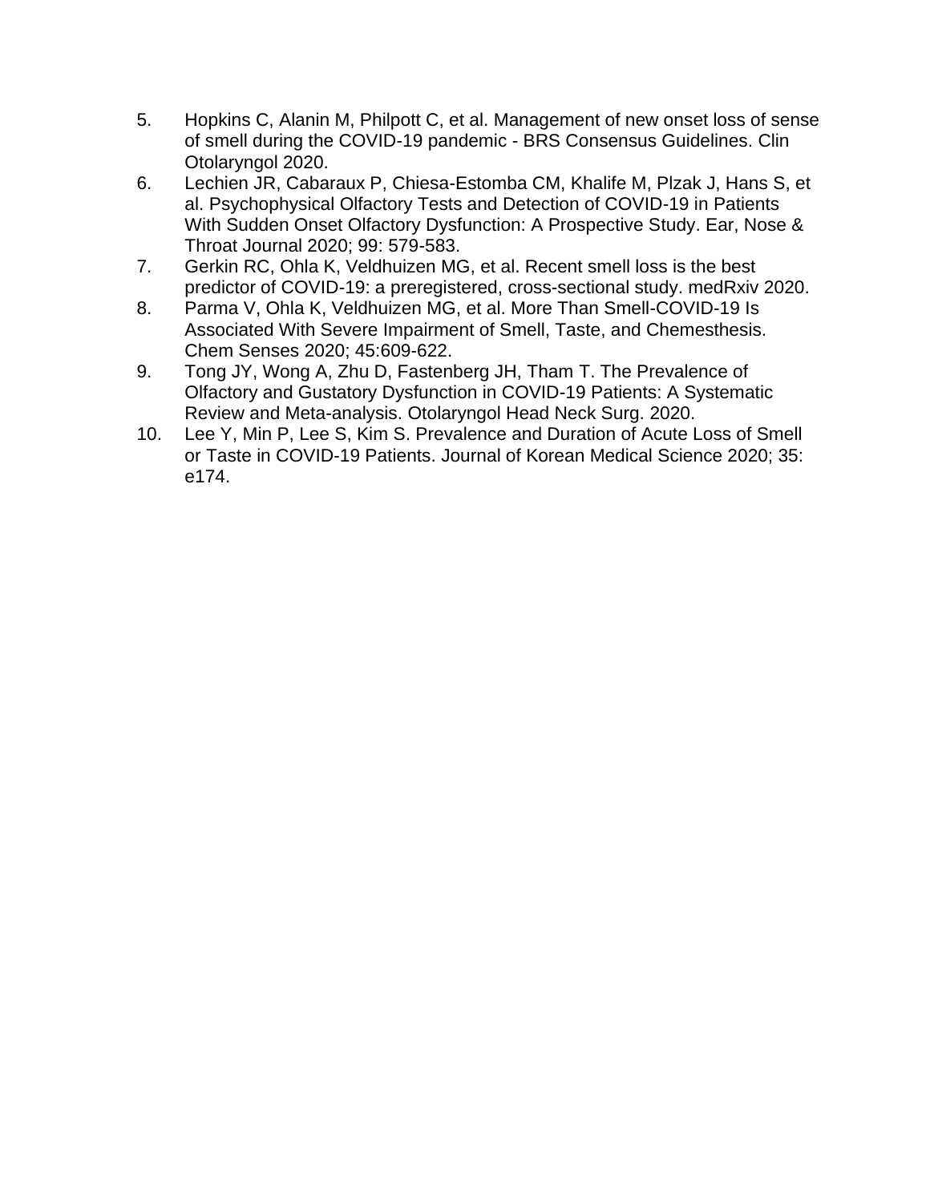5. Hopkins C, Alanin M, Philpott C, et al. Management of new onset loss of sense of smell during the COVID-19 pandemic - BRS Consensus Guidelines. Clin Otolaryngol 2020.
6. Lechien JR, Cabaraux P, Chiesa-Estomba CM, Khalife M, Plzak J, Hans S, et al. Psychophysical Olfactory Tests and Detection of COVID-19 in Patients With Sudden Onset Olfactory Dysfunction: A Prospective Study. Ear, Nose & Throat Journal 2020; 99: 579-583.
7. Gerkin RC, Ohla K, Veldhuizen MG, et al. Recent smell loss is the best predictor of COVID-19: a preregistered, cross-sectional study. medRxiv 2020.
8. Parma V, Ohla K, Veldhuizen MG, et al. More Than Smell-COVID-19 Is Associated With Severe Impairment of Smell, Taste, and Chemesthesis. Chem Senses 2020; 45:609-622.
9. Tong JY, Wong A, Zhu D, Fastenberg JH, Tham T. The Prevalence of Olfactory and Gustatory Dysfunction in COVID-19 Patients: A Systematic Review and Meta-analysis. Otolaryngol Head Neck Surg. 2020.
10. Lee Y, Min P, Lee S, Kim S. Prevalence and Duration of Acute Loss of Smell or Taste in COVID-19 Patients. Journal of Korean Medical Science 2020; 35: e174.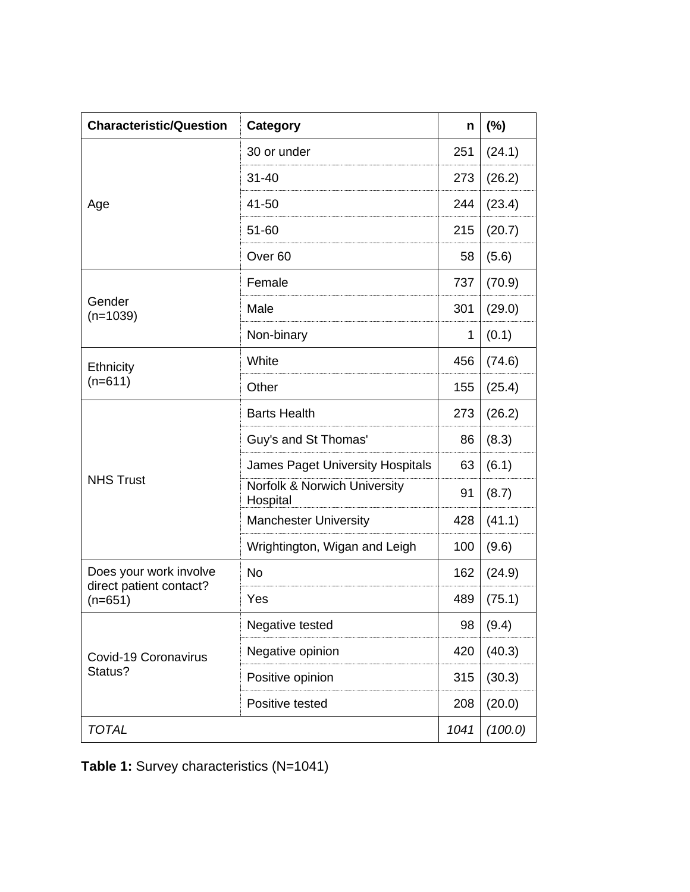| Characteristic/Question | Category | n | (%) |
| --- | --- | --- | --- |
| Age | 30 or under | 251 | (24.1) |
| | 31-40 | 273 | (26.2) |
| | 41-50 | 244 | (23.4) |
| | 51-60 | 215 | (20.7) |
| | Over 60 | 58 | (5.6) |
| Gender (n=1039) | Female | 737 | (70.9) |
| | Male | 301 | (29.0) |
| | Non-binary | 1 | (0.1) |
| Ethnicity (n=611) | White | 456 | (74.6) |
| | Other | 155 | (25.4) |
| NHS Trust | Barts Health | 273 | (26.2) |
| | Guy's and St Thomas' | 86 | (8.3) |
| | James Paget University Hospitals | 63 | (6.1) |
| | Norfolk & Norwich University Hospital | 91 | (8.7) |
| | Manchester University | 428 | (41.1) |
| | Wrightington, Wigan and Leigh | 100 | (9.6) |
| Does your work involve direct patient contact? (n=651) | No | 162 | (24.9) |
| | Yes | 489 | (75.1) |
| Covid-19 Coronavirus Status? | Negative tested | 98 | (9.4) |
| | Negative opinion | 420 | (40.3) |
| | Positive opinion | 315 | (30.3) |
| | Positive tested | 208 | (20.0) |
| *TOTAL* | | *1041* | *(100.0)* |

**Table 1:** Survey characteristics (N=1041)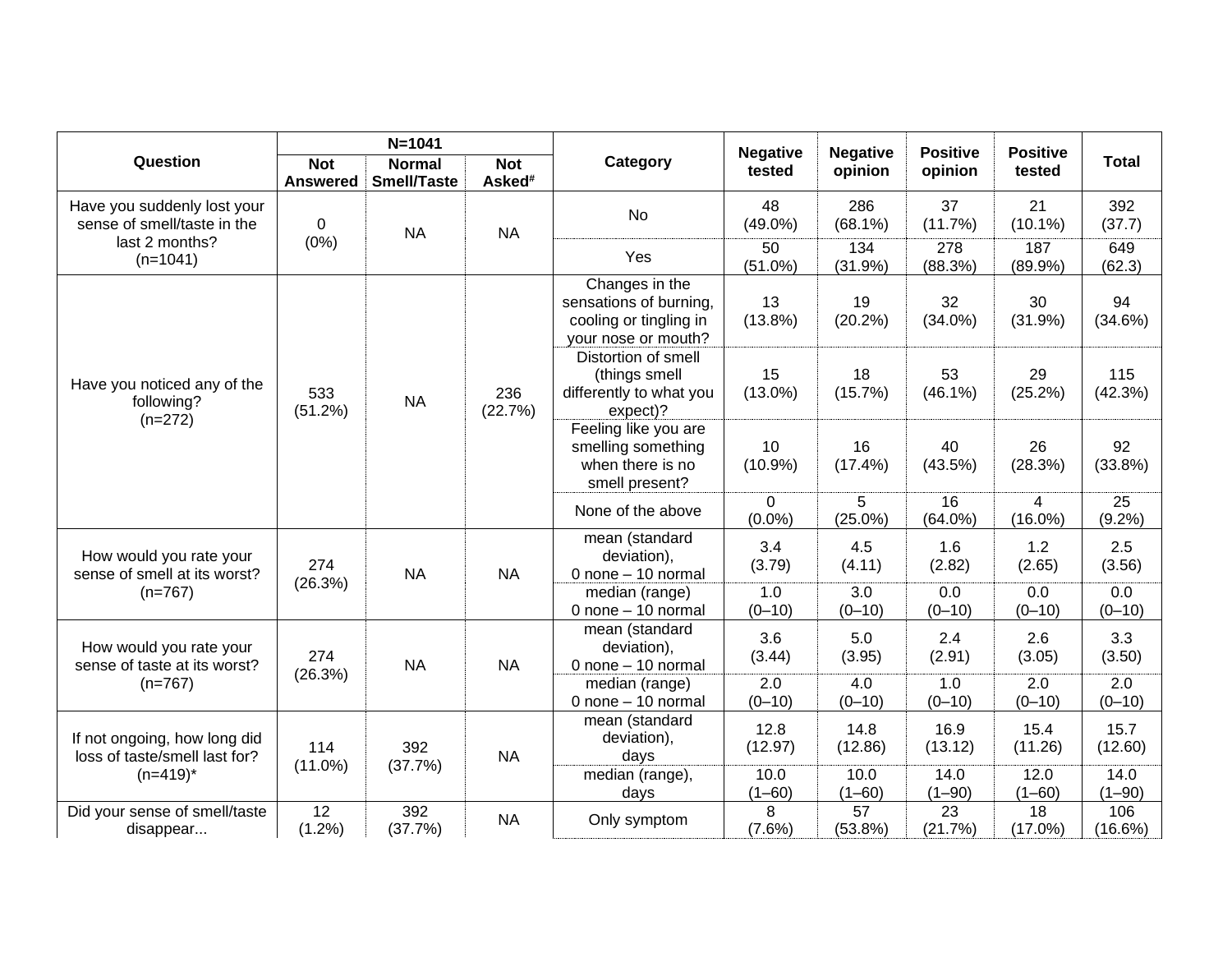| Question | N=1041 | | | Category | Negative tested | Negative opinion | Positive opinion | Positive tested | Total |
|---|---|---|---|---|---|---|---|---|---|
| | Not Answered | Normal Smell/Taste | Not Asked[#] | | | | | | |
| Have you suddenly lost your sense of smell/taste in the last 2 months? (n=1041) | 0 (0%) | NA | NA | No | 48 (49.0%) | 286 (68.1%) | 37 (11.7%) | 21 (10.1%) | 392 (37.7) |
| | | | | Yes | 50 (51.0%) | 134 (31.9%) | 278 (88.3%) | 187 (89.9%) | 649 (62.3) |
| Have you noticed any of the following? (n=272) | 533 (51.2%) | NA | 236 (22.7%) | Changes in the sensations of burning, cooling or tingling in your nose or mouth? | 13 (13.8%) | 19 (20.2%) | 32 (34.0%) | 30 (31.9%) | 94 (34.6%) |
| | | | | Distortion of smell (things smell differently to what you expect)? | 15 (13.0%) | 18 (15.7%) | 53 (46.1%) | 29 (25.2%) | 115 (42.3%) |
| | | | | Feeling like you are smelling something when there is no smell present? | 10 (10.9%) | 16 (17.4%) | 40 (43.5%) | 26 (28.3%) | 92 (33.8%) |
| | | | | None of the above | 0 (0.0%) | 5 (25.0%) | 16 (64.0%) | 4 (16.0%) | 25 (9.2%) |
| How would you rate your sense of smell at its worst? (n=767) | 274 (26.3%) | NA | NA | mean (standard deviation), 0 none – 10 normal | 3.4 (3.79) | 4.5 (4.11) | 1.6 (2.82) | 1.2 (2.65) | 2.5 (3.56) |
| | | | | median (range) 0 none – 10 normal | 1.0 (0–10) | 3.0 (0–10) | 0.0 (0–10) | 0.0 (0–10) | 0.0 (0–10) |
| How would you rate your sense of taste at its worst? (n=767) | 274 (26.3%) | NA | NA | mean (standard deviation), 0 none – 10 normal | 3.6 (3.44) | 5.0 (3.95) | 2.4 (2.91) | 2.6 (3.05) | 3.3 (3.50) |
| | | | | median (range) 0 none – 10 normal | 2.0 (0–10) | 4.0 (0–10) | 1.0 (0–10) | 2.0 (0–10) | 2.0 (0–10) |
| If not ongoing, how long did loss of taste/smell last for? (n=419)* | 114 (11.0%) | 392 (37.7%) | NA | mean (standard deviation), days | 12.8 (12.97) | 14.8 (12.86) | 16.9 (13.12) | 15.4 (11.26) | 15.7 (12.60) |
| | | | | median (range), days | 10.0 (1–60) | 10.0 (1–60) | 14.0 (1–90) | 12.0 (1–60) | 14.0 (1–90) |
| Did your sense of smell/taste disappear... | 12 (1.2%) | 392 (37.7%) | NA | Only symptom | 8 (7.6%) | 57 (53.8%) | 23 (21.7%) | 18 (17.0%) | 106 (16.6%) |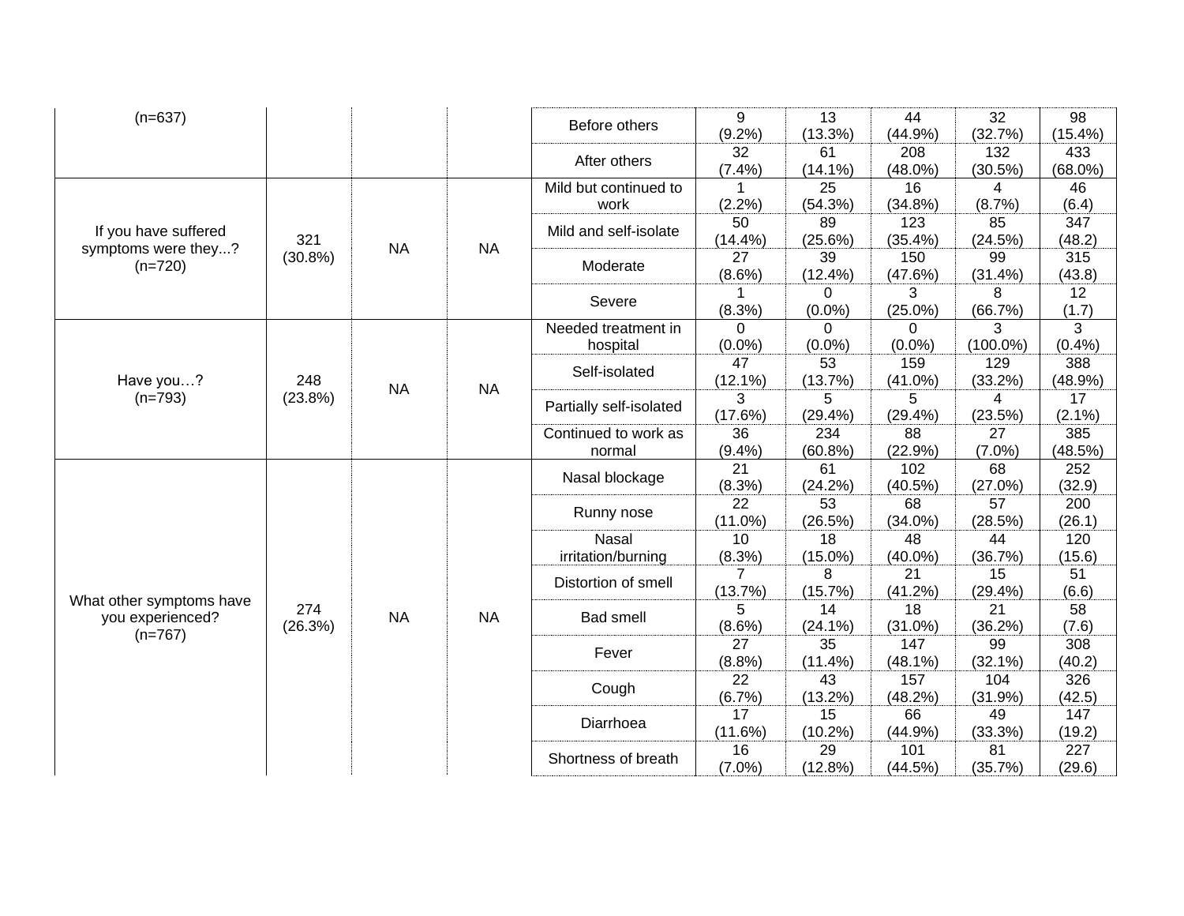| | | | | | | | | | |
|---|---|---|---|---|---|---|---|---|---|
| (n=637) | | | | Before others | 9 (9.2%) | 13 (13.3%) | 44 (44.9%) | 32 (32.7%) | 98 (15.4%) |
| | | | | After others | 32 (7.4%) | 61 (14.1%) | 208 (48.0%) | 132 (30.5%) | 433 (68.0%) |
| If you have suffered symptoms were they...? (n=720) | 321 (30.8%) | NA | NA | Mild but continued to work | 1 (2.2%) | 25 (54.3%) | 16 (34.8%) | 4 (8.7%) | 46 (6.4) |
| | | | | Mild and self-isolate | 50 (14.4%) | 89 (25.6%) | 123 (35.4%) | 85 (24.5%) | 347 (48.2) |
| | | | | Moderate | 27 (8.6%) | 39 (12.4%) | 150 (47.6%) | 99 (31.4%) | 315 (43.8) |
| | | | | Severe | 1 (8.3%) | 0 (0.0%) | 3 (25.0%) | 8 (66.7%) | 12 (1.7) |
| Have you…? (n=793) | 248 (23.8%) | NA | NA | Needed treatment in hospital | 0 (0.0%) | 0 (0.0%) | 0 (0.0%) | 3 (100.0%) | 3 (0.4%) |
| | | | | Self-isolated | 47 (12.1%) | 53 (13.7%) | 159 (41.0%) | 129 (33.2%) | 388 (48.9%) |
| | | | | Partially self-isolated | 3 (17.6%) | 5 (29.4%) | 5 (29.4%) | 4 (23.5%) | 17 (2.1%) |
| | | | | Continued to work as normal | 36 (9.4%) | 234 (60.8%) | 88 (22.9%) | 27 (7.0%) | 385 (48.5%) |
| What other symptoms have you experienced? (n=767) | 274 (26.3%) | NA | NA | Nasal blockage | 21 (8.3%) | 61 (24.2%) | 102 (40.5%) | 68 (27.0%) | 252 (32.9) |
| | | | | Runny nose | 22 (11.0%) | 53 (26.5%) | 68 (34.0%) | 57 (28.5%) | 200 (26.1) |
| | | | | Nasal irritation/burning | 10 (8.3%) | 18 (15.0%) | 48 (40.0%) | 44 (36.7%) | 120 (15.6) |
| | | | | Distortion of smell | 7 (13.7%) | 8 (15.7%) | 21 (41.2%) | 15 (29.4%) | 51 (6.6) |
| | | | | Bad smell | 5 (8.6%) | 14 (24.1%) | 18 (31.0%) | 21 (36.2%) | 58 (7.6) |
| | | | | Fever | 27 (8.8%) | 35 (11.4%) | 147 (48.1%) | 99 (32.1%) | 308 (40.2) |
| | | | | Cough | 22 (6.7%) | 43 (13.2%) | 157 (48.2%) | 104 (31.9%) | 326 (42.5) |
| | | | | Diarrhoea | 17 (11.6%) | 15 (10.2%) | 66 (44.9%) | 49 (33.3%) | 147 (19.2) |
| | | | | Shortness of breath | 16 (7.0%) | 29 (12.8%) | 101 (44.5%) | 81 (35.7%) | 227 (29.6) |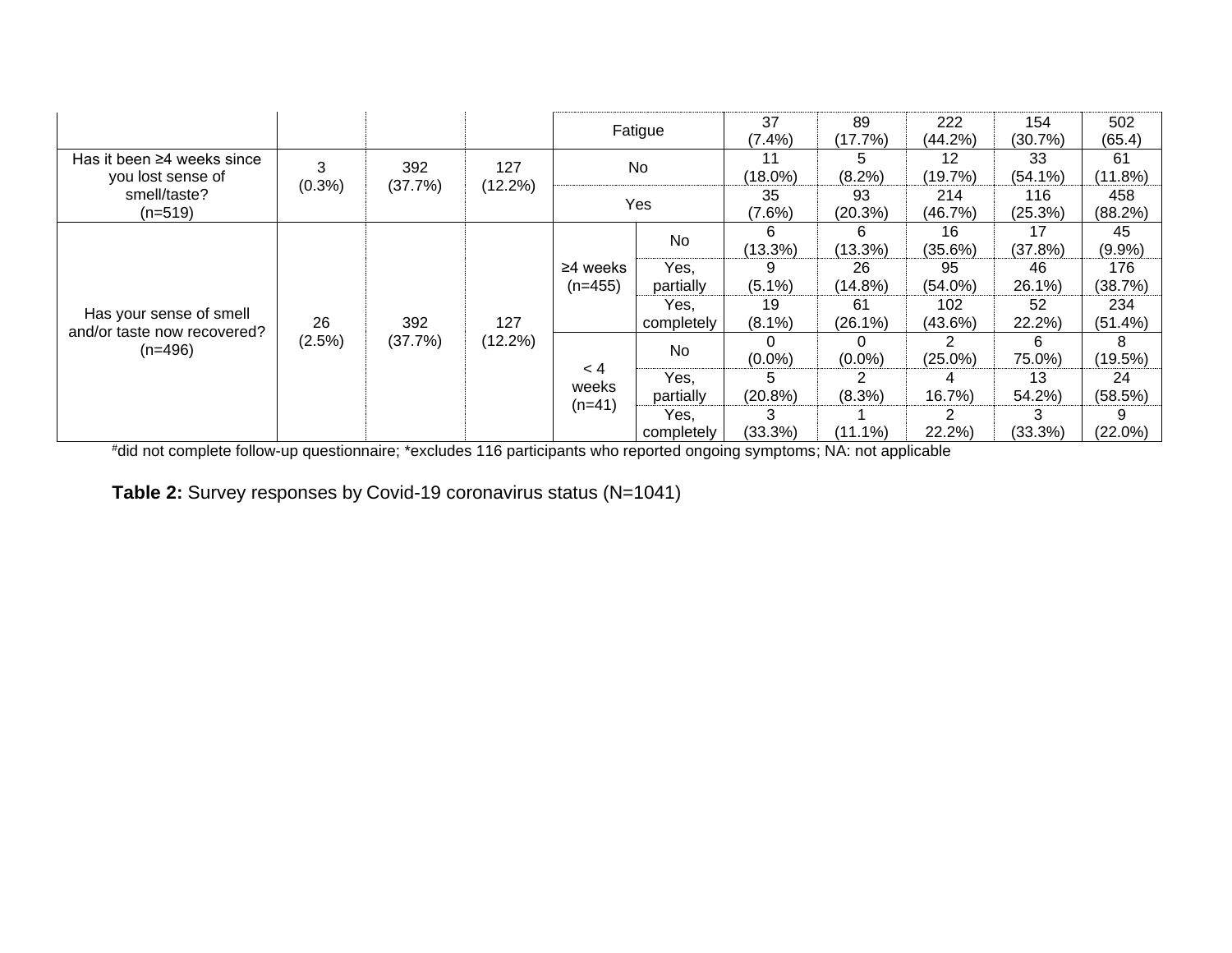| | | | | | | | | | | |
|---|---|---|---|---|---|---|---|---|---|---|
| | | | | Fatigue | | 37 (7.4%) | 89 (17.7%) | 222 (44.2%) | 154 (30.7%) | 502 (65.4) |
| Has it been ≥4 weeks since you lost sense of smell/taste? (n=519) | 3 (0.3%) | 392 (37.7%) | 127 (12.2%) | No | | 11 (18.0%) | 5 (8.2%) | 12 (19.7%) | 33 (54.1%) | 61 (11.8%) |
| | | | | Yes | | 35 (7.6%) | 93 (20.3%) | 214 (46.7%) | 116 (25.3%) | 458 (88.2%) |
| Has your sense of smell and/or taste now recovered? (n=496) | 26 (2.5%) | 392 (37.7%) | 127 (12.2%) | ≥4 weeks (n=455) | No | 6 (13.3%) | 6 (13.3%) | 16 (35.6%) | 17 (37.8%) | 45 (9.9%) |
| | | | | | Yes, partially | 9 (5.1%) | 26 (14.8%) | 95 (54.0%) | 46 26.1%) | 176 (38.7%) |
| | | | | | Yes, completely | 19 (8.1%) | 61 (26.1%) | 102 (43.6%) | 52 22.2%) | 234 (51.4%) |
| | | | | < 4 weeks (n=41) | No | 0 (0.0%) | 0 (0.0%) | 2 (25.0%) | 6 75.0%) | 8 (19.5%) |
| | | | | | Yes, partially | 5 (20.8%) | 2 (8.3%) | 4 16.7%) | 13 54.2%) | 24 (58.5%) |
| | | | | | Yes, completely | 3 (33.3%) | 1 (11.1%) | 2 22.2%) | 3 (33.3%) | 9 (22.0%) |

#did not complete follow-up questionnaire; *excludes 116 participants who reported ongoing symptoms; NA: not applicable

**Table 2:** Survey responses by Covid-19 coronavirus status (N=1041)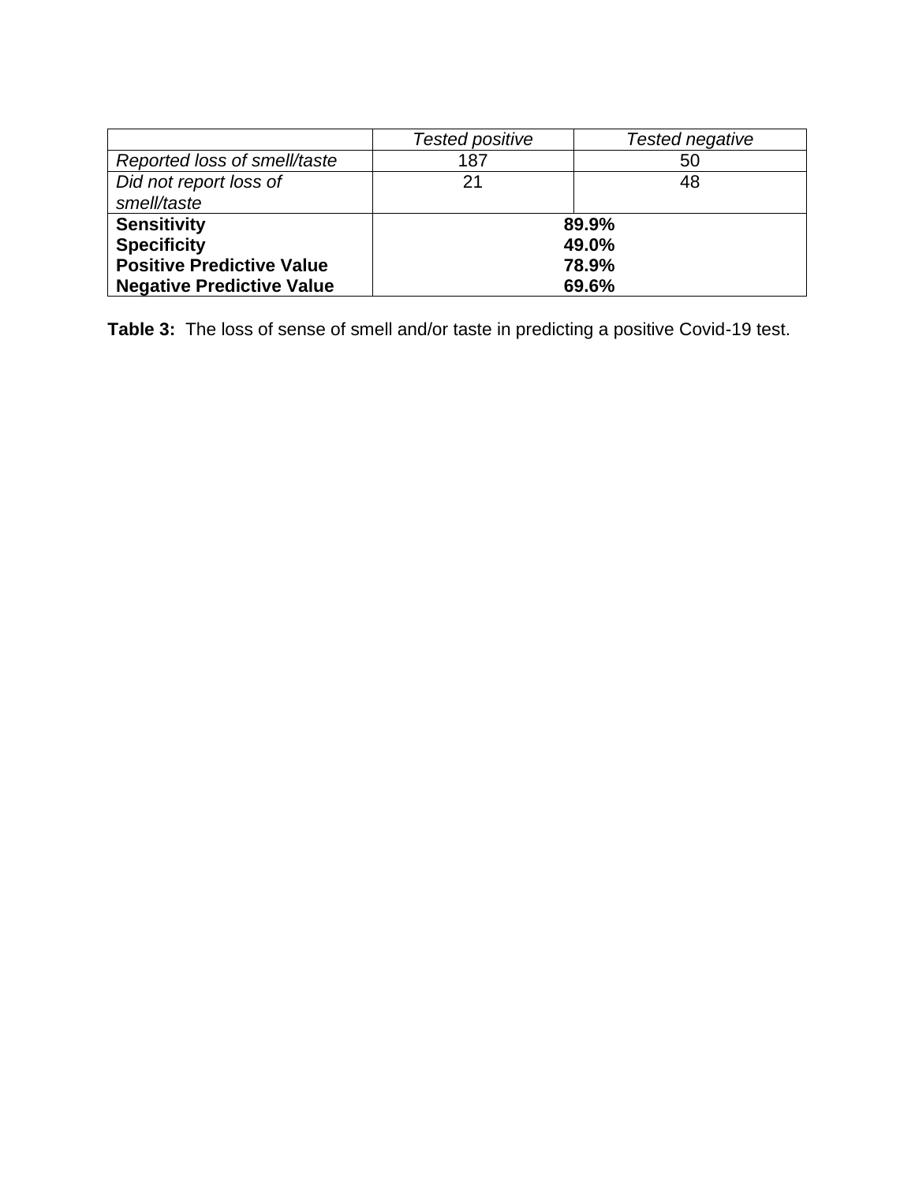| | *Tested positive* | *Tested negative* |
|---|---|---|
| *Reported loss of smell/taste* | 187 | 50 |
| *Did not report loss of smell/taste* | 21 | 48 |
| **Sensitivity** | **89.9%** | |
| **Specificity** | **49.0%** | |
| **Positive Predictive Value** | **78.9%** | |
| **Negative Predictive Value** | **69.6%** | |

**Table 3:** The loss of sense of smell and/or taste in predicting a positive Covid-19 test.